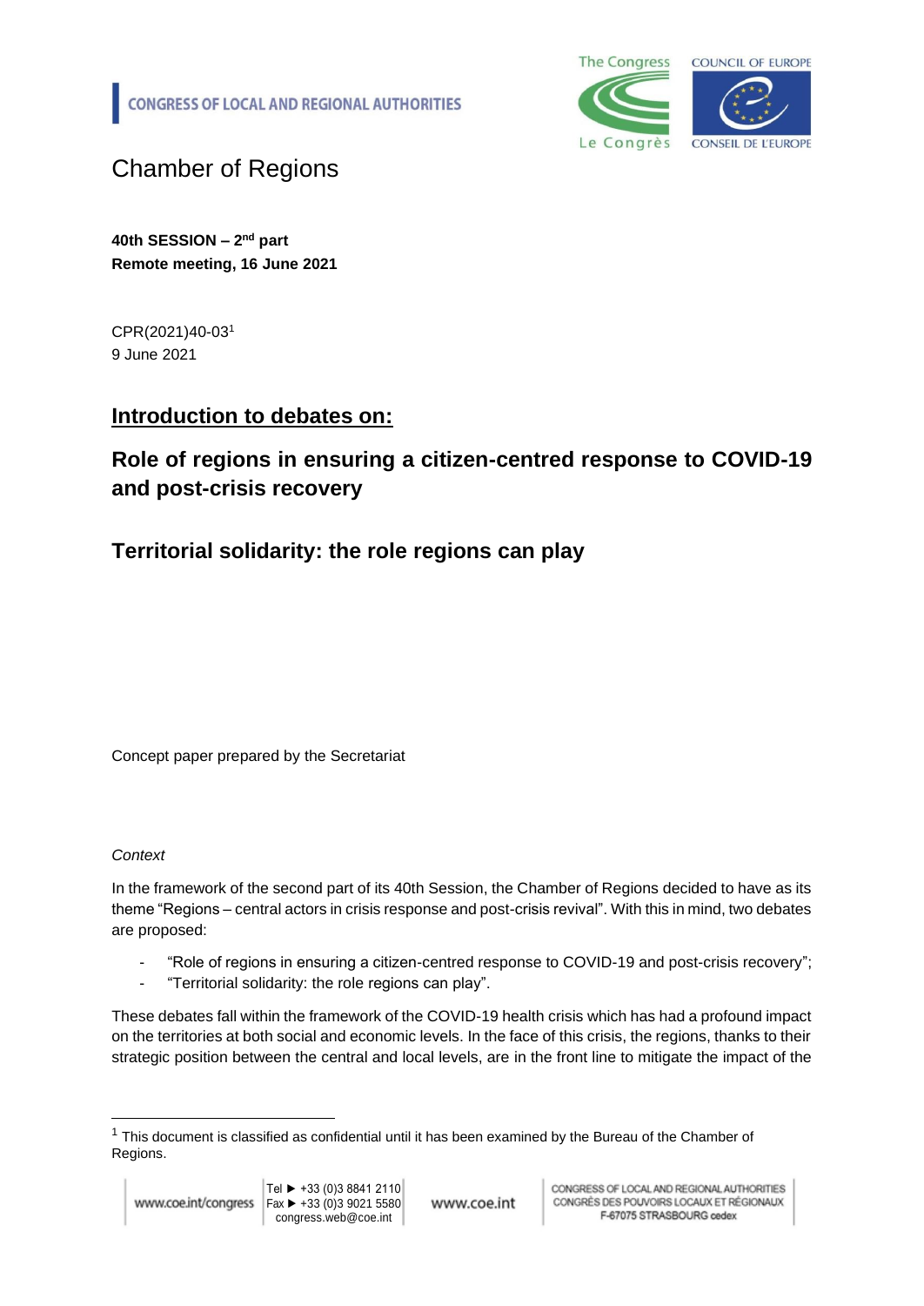CONGRESS OF LOCAL AND REGIONAL AUTHORITIES

# Chamber of Regions

**40th SESSION – 2nd part**
**Remote meeting, 16 June 2021**

CPR(2021)40-03[1]
9 June 2021

## Introduction to debates on:

## Role of regions in ensuring a citizen-centred response to COVID-19 and post-crisis recovery

## Territorial solidarity: the role regions can play

Concept paper prepared by the Secretariat

*Context*

In the framework of the second part of its 40th Session, the Chamber of Regions decided to have as its theme "Regions – central actors in crisis response and post-crisis revival". With this in mind, two debates are proposed:

- "Role of regions in ensuring a citizen-centred response to COVID-19 and post-crisis recovery";
- "Territorial solidarity: the role regions can play".

These debates fall within the framework of the COVID-19 health crisis which has had a profound impact on the territories at both social and economic levels. In the face of this crisis, the regions, thanks to their strategic position between the central and local levels, are in the front line to mitigate the impact of the

[1] This document is classified as confidential until it has been examined by the Bureau of the Chamber of Regions.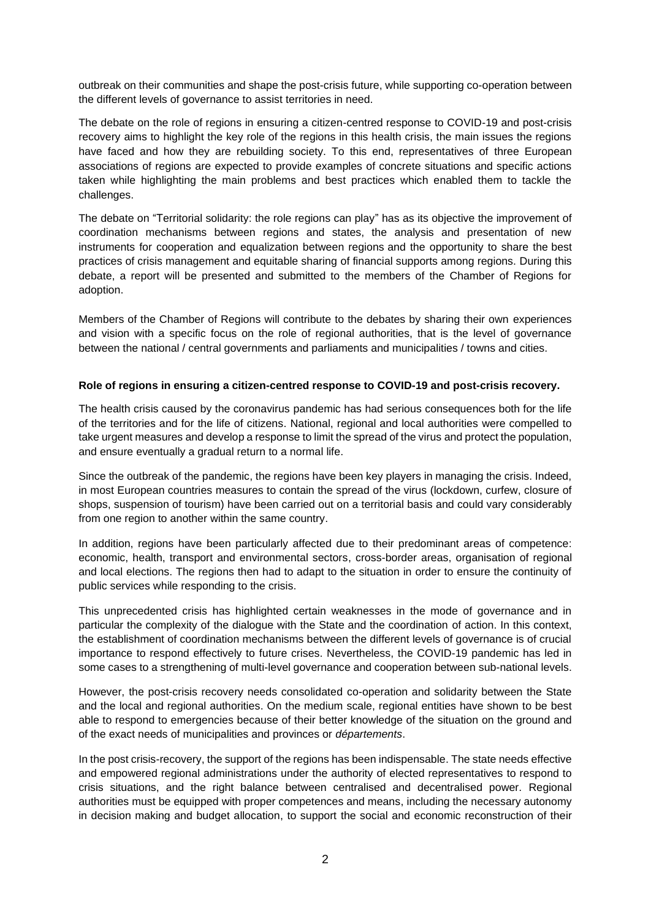outbreak on their communities and shape the post-crisis future, while supporting co-operation between the different levels of governance to assist territories in need.

The debate on the role of regions in ensuring a citizen-centred response to COVID-19 and post-crisis recovery aims to highlight the key role of the regions in this health crisis, the main issues the regions have faced and how they are rebuilding society. To this end, representatives of three European associations of regions are expected to provide examples of concrete situations and specific actions taken while highlighting the main problems and best practices which enabled them to tackle the challenges.

The debate on "Territorial solidarity: the role regions can play" has as its objective the improvement of coordination mechanisms between regions and states, the analysis and presentation of new instruments for cooperation and equalization between regions and the opportunity to share the best practices of crisis management and equitable sharing of financial supports among regions. During this debate, a report will be presented and submitted to the members of the Chamber of Regions for adoption.

Members of the Chamber of Regions will contribute to the debates by sharing their own experiences and vision with a specific focus on the role of regional authorities, that is the level of governance between the national / central governments and parliaments and municipalities / towns and cities.

**Role of regions in ensuring a citizen-centred response to COVID-19 and post-crisis recovery.**

The health crisis caused by the coronavirus pandemic has had serious consequences both for the life of the territories and for the life of citizens. National, regional and local authorities were compelled to take urgent measures and develop a response to limit the spread of the virus and protect the population, and ensure eventually a gradual return to a normal life.

Since the outbreak of the pandemic, the regions have been key players in managing the crisis. Indeed, in most European countries measures to contain the spread of the virus (lockdown, curfew, closure of shops, suspension of tourism) have been carried out on a territorial basis and could vary considerably from one region to another within the same country.

In addition, regions have been particularly affected due to their predominant areas of competence: economic, health, transport and environmental sectors, cross-border areas, organisation of regional and local elections. The regions then had to adapt to the situation in order to ensure the continuity of public services while responding to the crisis.

This unprecedented crisis has highlighted certain weaknesses in the mode of governance and in particular the complexity of the dialogue with the State and the coordination of action. In this context, the establishment of coordination mechanisms between the different levels of governance is of crucial importance to respond effectively to future crises. Nevertheless, the COVID-19 pandemic has led in some cases to a strengthening of multi-level governance and cooperation between sub-national levels.

However, the post-crisis recovery needs consolidated co-operation and solidarity between the State and the local and regional authorities. On the medium scale, regional entities have shown to be best able to respond to emergencies because of their better knowledge of the situation on the ground and of the exact needs of municipalities and provinces or *départements*.

In the post crisis-recovery, the support of the regions has been indispensable. The state needs effective and empowered regional administrations under the authority of elected representatives to respond to crisis situations, and the right balance between centralised and decentralised power. Regional authorities must be equipped with proper competences and means, including the necessary autonomy in decision making and budget allocation, to support the social and economic reconstruction of their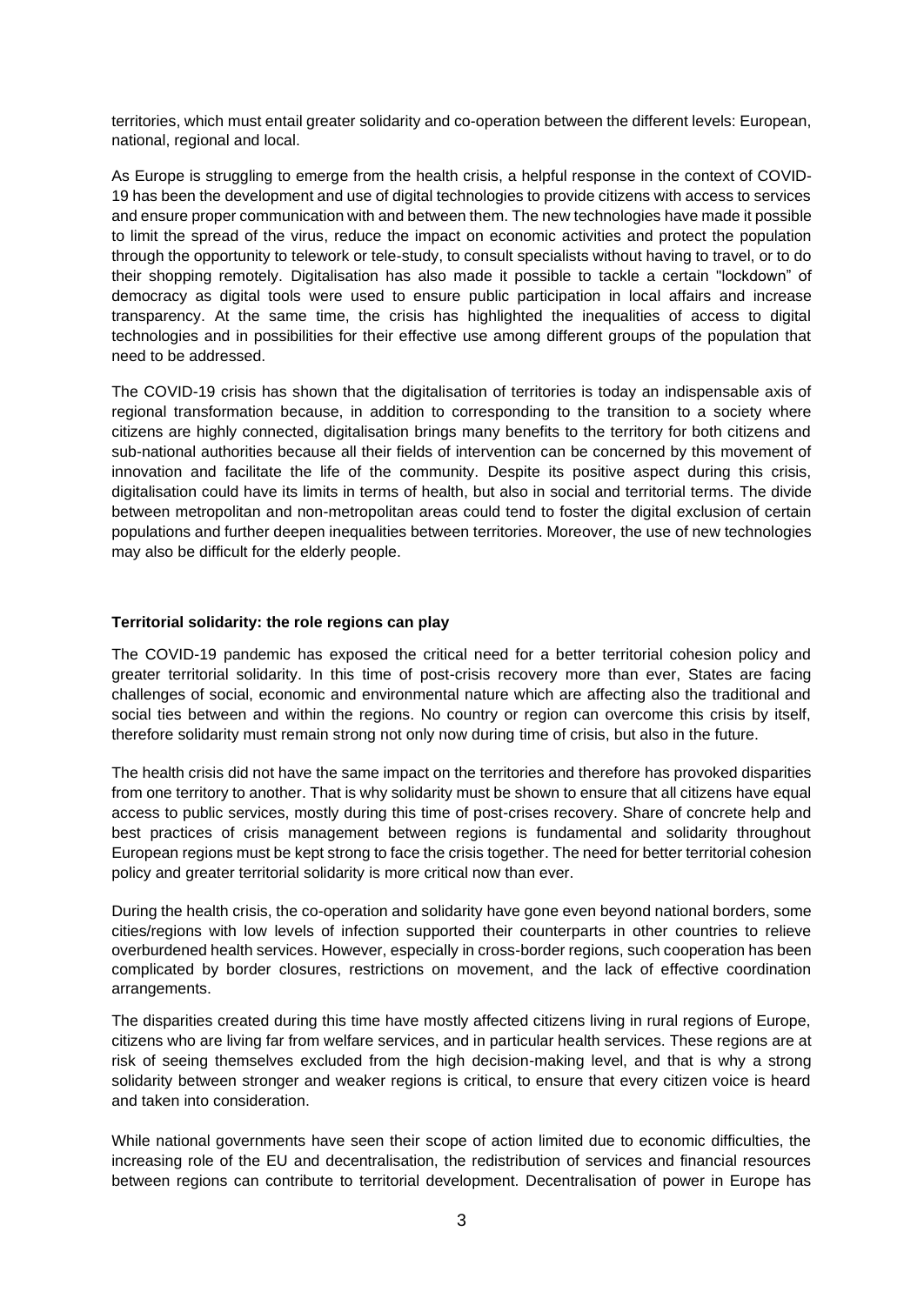territories, which must entail greater solidarity and co-operation between the different levels: European, national, regional and local.

As Europe is struggling to emerge from the health crisis, a helpful response in the context of COVID-19 has been the development and use of digital technologies to provide citizens with access to services and ensure proper communication with and between them. The new technologies have made it possible to limit the spread of the virus, reduce the impact on economic activities and protect the population through the opportunity to telework or tele-study, to consult specialists without having to travel, or to do their shopping remotely. Digitalisation has also made it possible to tackle a certain "lockdown" of democracy as digital tools were used to ensure public participation in local affairs and increase transparency. At the same time, the crisis has highlighted the inequalities of access to digital technologies and in possibilities for their effective use among different groups of the population that need to be addressed.

The COVID-19 crisis has shown that the digitalisation of territories is today an indispensable axis of regional transformation because, in addition to corresponding to the transition to a society where citizens are highly connected, digitalisation brings many benefits to the territory for both citizens and sub-national authorities because all their fields of intervention can be concerned by this movement of innovation and facilitate the life of the community. Despite its positive aspect during this crisis, digitalisation could have its limits in terms of health, but also in social and territorial terms. The divide between metropolitan and non-metropolitan areas could tend to foster the digital exclusion of certain populations and further deepen inequalities between territories. Moreover, the use of new technologies may also be difficult for the elderly people.

**Territorial solidarity: the role regions can play**

The COVID-19 pandemic has exposed the critical need for a better territorial cohesion policy and greater territorial solidarity. In this time of post-crisis recovery more than ever, States are facing challenges of social, economic and environmental nature which are affecting also the traditional and social ties between and within the regions. No country or region can overcome this crisis by itself, therefore solidarity must remain strong not only now during time of crisis, but also in the future.

The health crisis did not have the same impact on the territories and therefore has provoked disparities from one territory to another. That is why solidarity must be shown to ensure that all citizens have equal access to public services, mostly during this time of post-crises recovery. Share of concrete help and best practices of crisis management between regions is fundamental and solidarity throughout European regions must be kept strong to face the crisis together. The need for better territorial cohesion policy and greater territorial solidarity is more critical now than ever.

During the health crisis, the co-operation and solidarity have gone even beyond national borders, some cities/regions with low levels of infection supported their counterparts in other countries to relieve overburdened health services. However, especially in cross-border regions, such cooperation has been complicated by border closures, restrictions on movement, and the lack of effective coordination arrangements.

The disparities created during this time have mostly affected citizens living in rural regions of Europe, citizens who are living far from welfare services, and in particular health services. These regions are at risk of seeing themselves excluded from the high decision-making level, and that is why a strong solidarity between stronger and weaker regions is critical, to ensure that every citizen voice is heard and taken into consideration.

While national governments have seen their scope of action limited due to economic difficulties, the increasing role of the EU and decentralisation, the redistribution of services and financial resources between regions can contribute to territorial development. Decentralisation of power in Europe has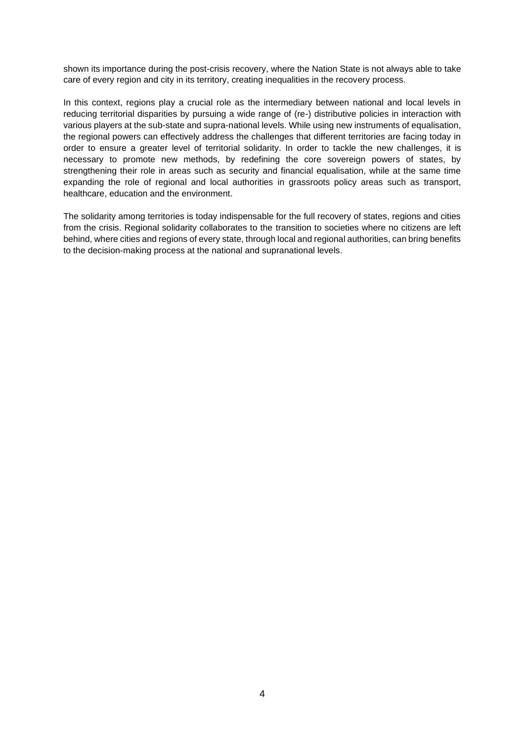shown its importance during the post-crisis recovery, where the Nation State is not always able to take care of every region and city in its territory, creating inequalities in the recovery process.

In this context, regions play a crucial role as the intermediary between national and local levels in reducing territorial disparities by pursuing a wide range of (re-) distributive policies in interaction with various players at the sub-state and supra-national levels. While using new instruments of equalisation, the regional powers can effectively address the challenges that different territories are facing today in order to ensure a greater level of territorial solidarity. In order to tackle the new challenges, it is necessary to promote new methods, by redefining the core sovereign powers of states, by strengthening their role in areas such as security and financial equalisation, while at the same time expanding the role of regional and local authorities in grassroots policy areas such as transport, healthcare, education and the environment.

The solidarity among territories is today indispensable for the full recovery of states, regions and cities from the crisis. Regional solidarity collaborates to the transition to societies where no citizens are left behind, where cities and regions of every state, through local and regional authorities, can bring benefits to the decision-making process at the national and supranational levels.